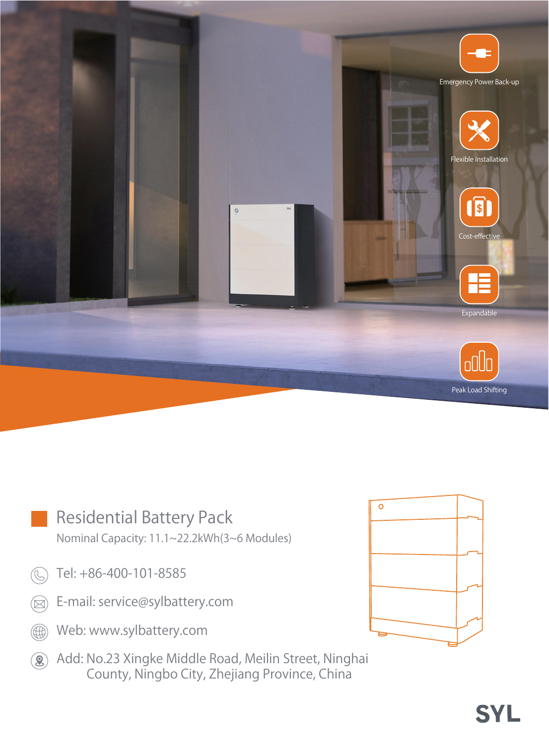Emergency Power Back-up

Flexible Installation

Cost-effective

Expandable

Peak Load Shifting

# Residential Battery Pack

Nominal Capacity: 11.1~22.2kWh(3~6 Modules)

Tel: +86-400-101-8585

E-mail: service@sylbattery.com

Web: www.sylbattery.com

Add: No.23 Xingke Middle Road, Meilin Street, Ninghai County, Ningbo City, Zhejiang Province, China

SYL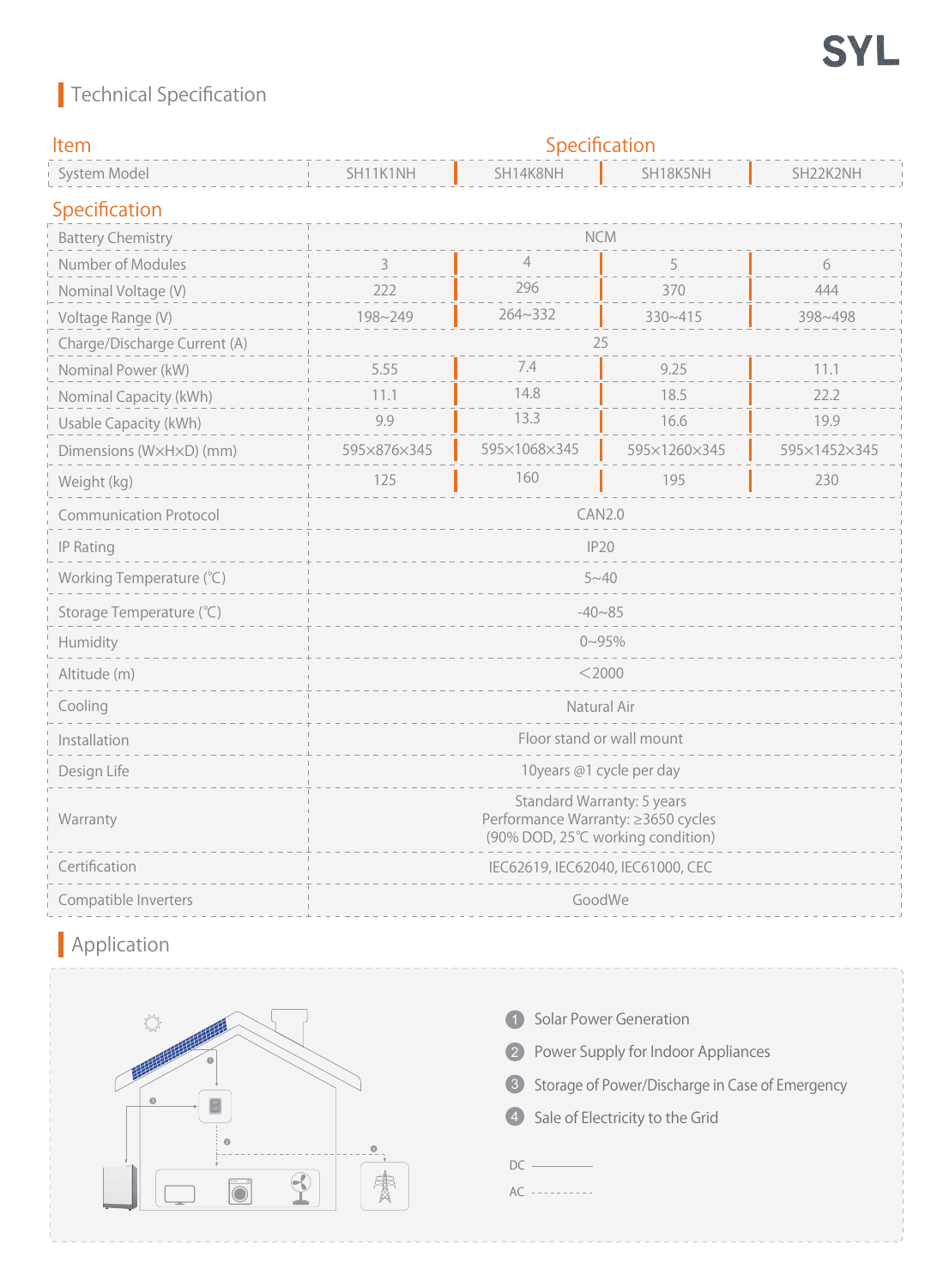## Technical Specification

| Item | Specification | | | |
|---|---|---|---|---|
| System Model | SH11K1NH | SH14K8NH | SH18K5NH | SH22K2NH |
| **Specification** | | | | |
| Battery Chemistry | NCM | | | |
| Number of Modules | 3 | 4 | 5 | 6 |
| Nominal Voltage (V) | 222 | 296 | 370 | 444 |
| Voltage Range (V) | 198~249 | 264~332 | 330~415 | 398~498 |
| Charge/Discharge Current (A) | 25 | | | |
| Nominal Power (kW) | 5.55 | 7.4 | 9.25 | 11.1 |
| Nominal Capacity (kWh) | 11.1 | 14.8 | 18.5 | 22.2 |
| Usable Capacity (kWh) | 9.9 | 13.3 | 16.6 | 19.9 |
| Dimensions (W×H×D) (mm) | 595×876×345 | 595×1068×345 | 595×1260×345 | 595×1452×345 |
| Weight (kg) | 125 | 160 | 195 | 230 |
| Communication Protocol | CAN2.0 | | | |
| IP Rating | IP20 | | | |
| Working Temperature (℃) | 5~40 | | | |
| Storage Temperature (℃) | -40~85 | | | |
| Humidity | 0~95% | | | |
| Altitude (m) | <2000 | | | |
| Cooling | Natural Air | | | |
| Installation | Floor stand or wall mount | | | |
| Design Life | 10years @1 cycle per day | | | |
| Warranty | Standard Warranty: 5 years<br>Performance Warranty: ≥3650 cycles<br>(90% DOD, 25℃ working condition) | | | |
| Certification | IEC62619, IEC62040, IEC61000, CEC | | | |
| Compatible Inverters | GoodWe | | | |

## Application

1. Solar Power Generation
2. Power Supply for Indoor Appliances
3. Storage of Power/Discharge in Case of Emergency
4. Sale of Electricity to the Grid

DC ————

AC - - - - - - - -